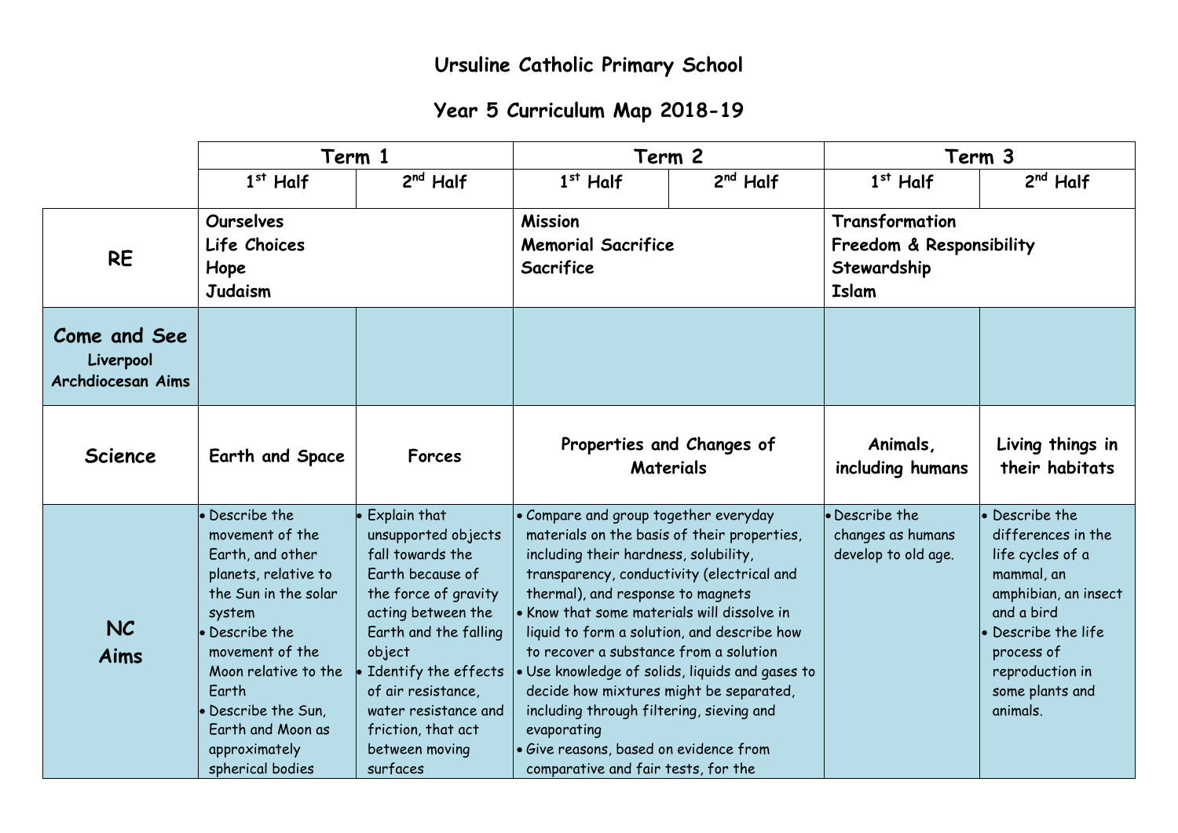# Ursuline Catholic Primary School

## Year 5 Curriculum Map 2018-19

| | Term 1 | | Term 2 | | Term 3 | |
|---|---|---|---|---|---|---|
| | 1st Half | 2nd Half | 1st Half | 2nd Half | 1st Half | 2nd Half |
| **RE** | **Ourselves**<br>**Life Choices**<br>**Hope**<br>**Judaism** | | **Mission**<br>**Memorial Sacrifice**<br>**Sacrifice** | | **Transformation**<br>**Freedom & Responsibility**<br>**Stewardship**<br>**Islam** | |
| **Come and See**<br>**Liverpool Archdiocesan Aims** | | | | | | |
| **Science** | **Earth and Space** | **Forces** | **Properties and Changes of Materials** | | **Animals, including humans** | **Living things in their habitats** |
| **NC Aims** | • Describe the movement of the Earth, and other planets, relative to the Sun in the solar system<br>• Describe the movement of the Moon relative to the Earth<br>• Describe the Sun, Earth and Moon as approximately spherical bodies | • Explain that unsupported objects fall towards the Earth because of the force of gravity acting between the Earth and the falling object<br>• Identify the effects of air resistance, water resistance and friction, that act between moving surfaces | • Compare and group together everyday materials on the basis of their properties, including their hardness, solubility, transparency, conductivity (electrical and thermal), and response to magnets<br>• Know that some materials will dissolve in liquid to form a solution, and describe how to recover a substance from a solution<br>• Use knowledge of solids, liquids and gases to decide how mixtures might be separated, including through filtering, sieving and evaporating<br>• Give reasons, based on evidence from comparative and fair tests, for the | | • Describe the changes as humans develop to old age. | • Describe the differences in the life cycles of a mammal, an amphibian, an insect and a bird<br>• Describe the life process of reproduction in some plants and animals. |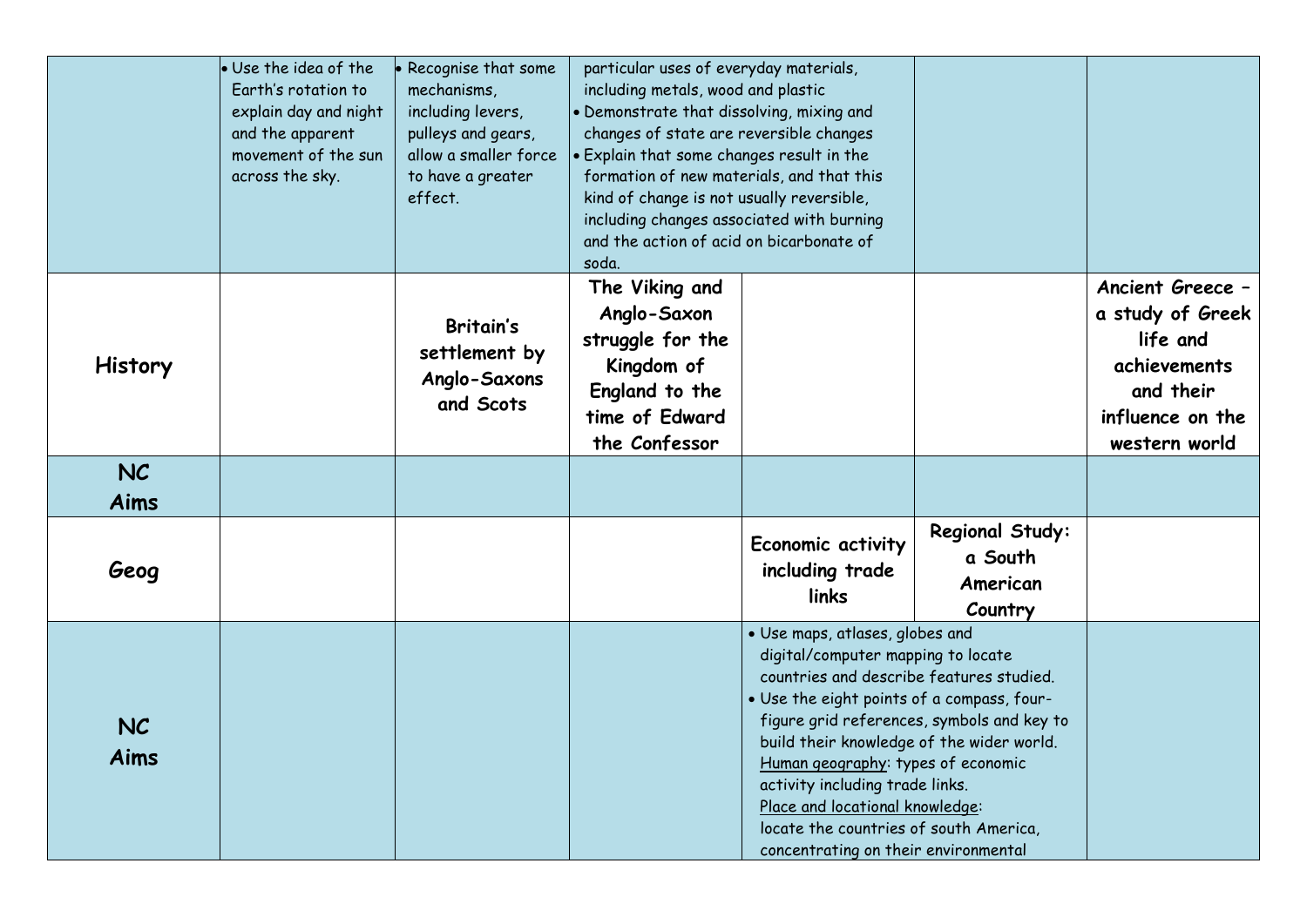| | | | | | | |
|---|---|---|---|---|---|---|
| | • Use the idea of the Earth's rotation to explain day and night and the apparent movement of the sun across the sky. | • Recognise that some mechanisms, including levers, pulleys and gears, allow a smaller force to have a greater effect. | particular uses of everyday materials, including metals, wood and plastic<br>• Demonstrate that dissolving, mixing and changes of state are reversible changes<br>• Explain that some changes result in the formation of new materials, and that this kind of change is not usually reversible, including changes associated with burning and the action of acid on bicarbonate of soda. | | | |
| **History** | | **Britain's settlement by Anglo-Saxons and Scots** | **The Viking and Anglo-Saxon struggle for the Kingdom of England to the time of Edward the Confessor** | | | **Ancient Greece – a study of Greek life and achievements and their influence on the western world** |
| **NC Aims** | | | | | | |
| **Geog** | | | | **Economic activity including trade links** | **Regional Study: a South American Country** | |
| **NC Aims** | | | | • Use maps, atlases, globes and digital/computer mapping to locate countries and describe features studied.<br>• Use the eight points of a compass, four-figure grid references, symbols and key to build their knowledge of the wider world.<br>Human geography: types of economic activity including trade links.<br>Place and locational knowledge: locate the countries of south America, concentrating on their environmental | | |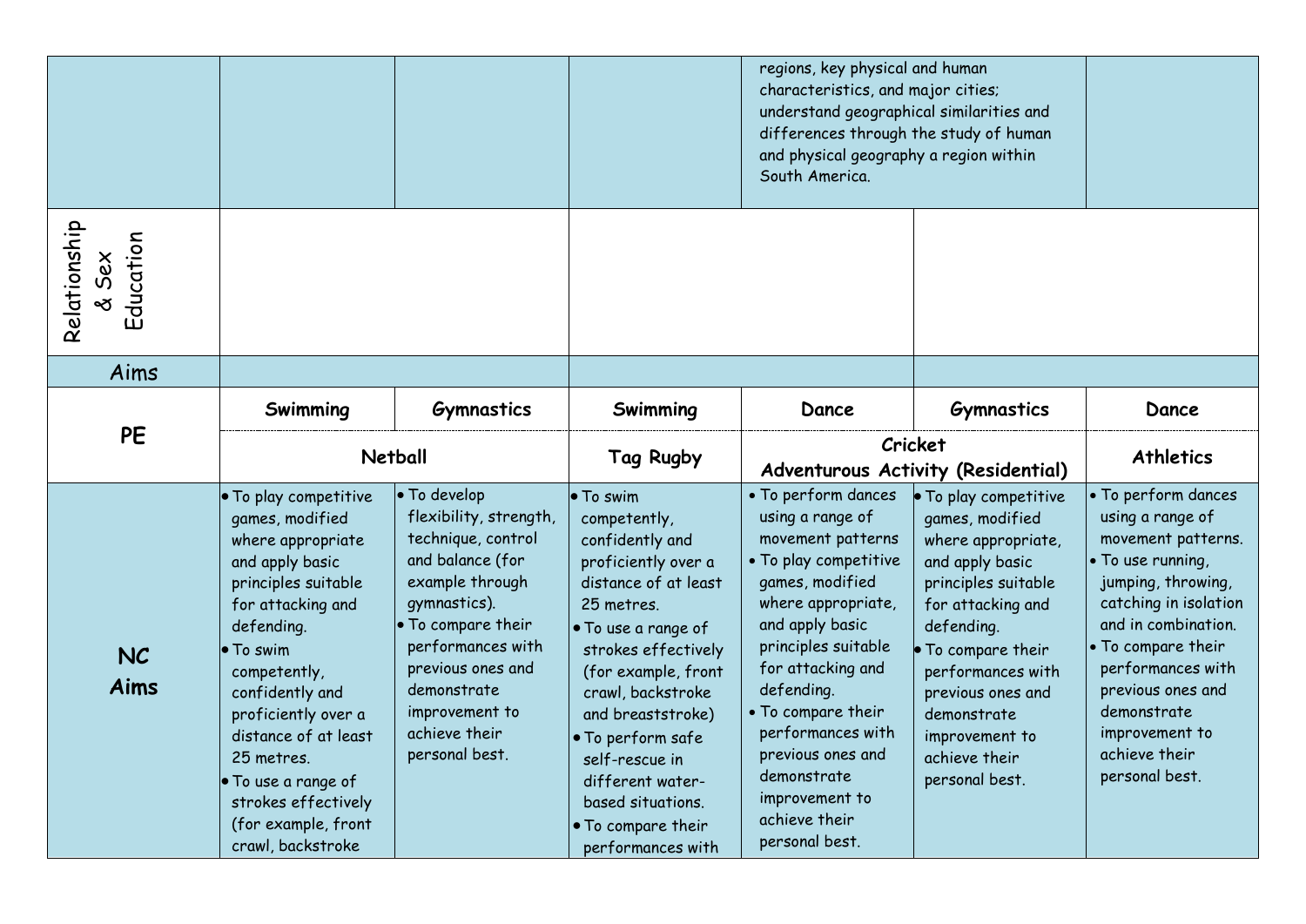| | | | | | | |
|---|---|---|---|---|---|---|
| | | | | regions, key physical and human characteristics, and major cities; understand geographical similarities and differences through the study of human and physical geography a region within South America. | | |
| Relationship & Sex Education | | | | | | |
| Aims | | | | | | |
| PE | Swimming | Gymnastics | Swimming | Dance | Gymnastics | Dance |
| | Netball | | Tag Rugby | Cricket<br>Adventurous Activity (Residential) | | Athletics |
| NC Aims | • To play competitive games, modified where appropriate and apply basic principles suitable for attacking and defending.<br>• To swim competently, confidently and proficiently over a distance of at least 25 metres.<br>• To use a range of strokes effectively (for example, front crawl, backstroke | • To develop flexibility, strength, technique, control and balance (for example through gymnastics).<br>• To compare their performances with previous ones and demonstrate improvement to achieve their personal best. | • To swim competently, confidently and proficiently over a distance of at least 25 metres.<br>• To use a range of strokes effectively (for example, front crawl, backstroke and breaststroke)<br>• To perform safe self-rescue in different water-based situations.<br>• To compare their performances with | • To perform dances using a range of movement patterns<br>• To play competitive games, modified where appropriate, and apply basic principles suitable for attacking and defending.<br>• To compare their performances with previous ones and demonstrate improvement to achieve their personal best. | • To play competitive games, modified where appropriate, and apply basic principles suitable for attacking and defending.<br>• To compare their performances with previous ones and demonstrate improvement to achieve their personal best. | • To perform dances using a range of movement patterns.<br>• To use running, jumping, throwing, catching in isolation and in combination.<br>• To compare their performances with previous ones and demonstrate improvement to achieve their personal best. |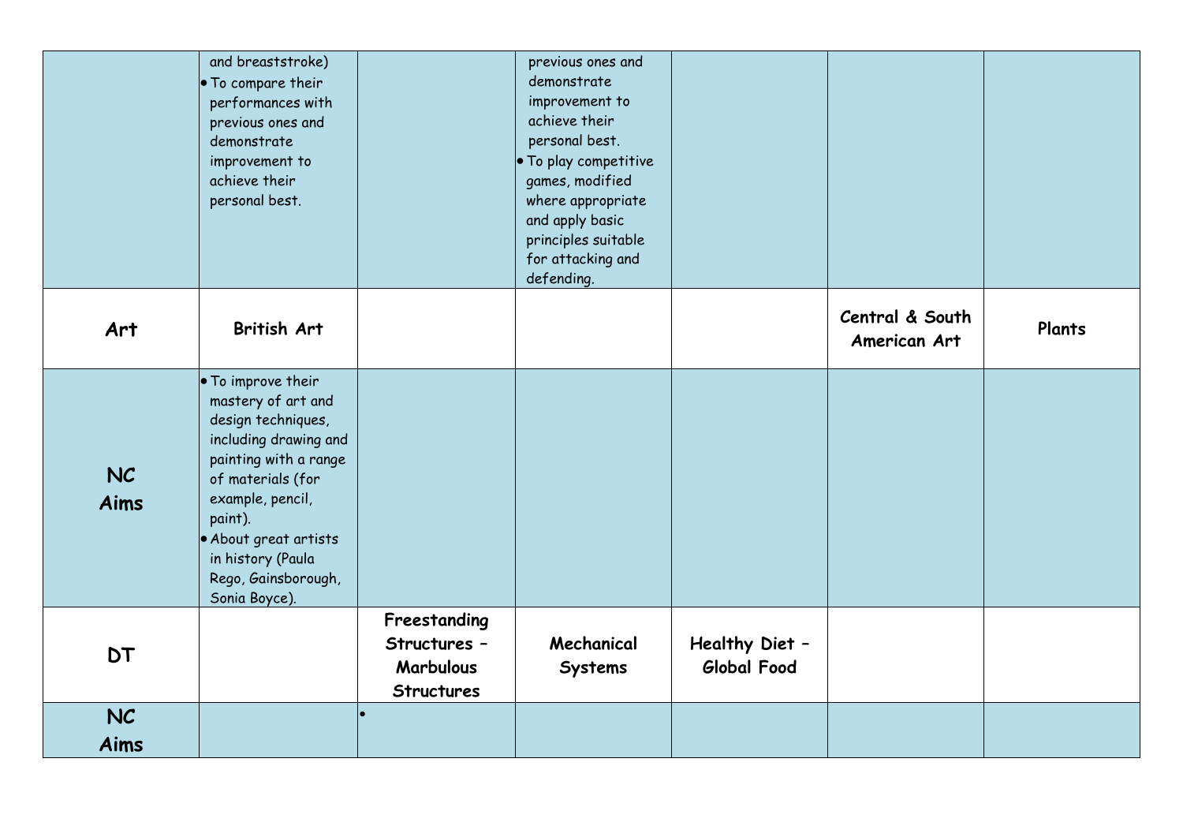| | | | | | | |
|---|---|---|---|---|---|---|
| | and breaststroke)<br>• To compare their performances with previous ones and demonstrate improvement to achieve their personal best. | | previous ones and demonstrate improvement to achieve their personal best.<br>• To play competitive games, modified where appropriate and apply basic principles suitable for attacking and defending. | | | |
| **Art** | **British Art** | | | | **Central & South American Art** | **Plants** |
| **NC Aims** | • To improve their mastery of art and design techniques, including drawing and painting with a range of materials (for example, pencil, paint).<br>• About great artists in history (Paula Rego, Gainsborough, Sonia Boyce). | | | | | |
| **DT** | | **Freestanding Structures – Marbulous Structures** | **Mechanical Systems** | **Healthy Diet – Global Food** | | |
| **NC Aims** | | • | | | | |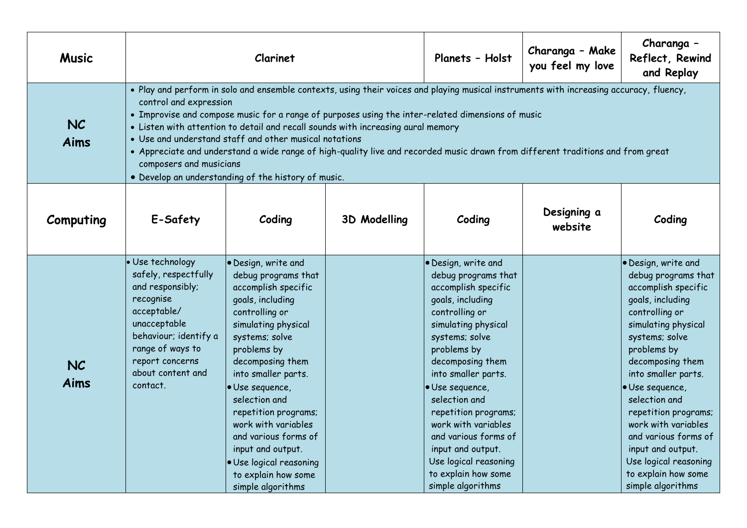| Music | Clarinet | | | Planets – Holst | Charanga – Make you feel my love | Charanga – Reflect, Rewind and Replay |
|---|---|---|---|---|---|---|
| NC Aims | • Play and perform in solo and ensemble contexts, using their voices and playing musical instruments with increasing accuracy, fluency, control and expression<br>• Improvise and compose music for a range of purposes using the inter-related dimensions of music<br>• Listen with attention to detail and recall sounds with increasing aural memory<br>• Use and understand staff and other musical notations<br>• Appreciate and understand a wide range of high-quality live and recorded music drawn from different traditions and from great composers and musicians<br>• Develop an understanding of the history of music. | | | | | |
| **Computing** | **E-Safety** | **Coding** | **3D Modelling** | **Coding** | **Designing a website** | **Coding** |
| NC Aims | • Use technology safely, respectfully and responsibly; recognise acceptable/ unacceptable behaviour; identify a range of ways to report concerns about content and contact. | • Design, write and debug programs that accomplish specific goals, including controlling or simulating physical systems; solve problems by decomposing them into smaller parts.<br>• Use sequence, selection and repetition programs; work with variables and various forms of input and output.<br>• Use logical reasoning to explain how some simple algorithms | | • Design, write and debug programs that accomplish specific goals, including controlling or simulating physical systems; solve problems by decomposing them into smaller parts.<br>• Use sequence, selection and repetition programs; work with variables and various forms of input and output.<br>Use logical reasoning to explain how some simple algorithms | | • Design, write and debug programs that accomplish specific goals, including controlling or simulating physical systems; solve problems by decomposing them into smaller parts.<br>• Use sequence, selection and repetition programs; work with variables and various forms of input and output.<br>Use logical reasoning to explain how some simple algorithms |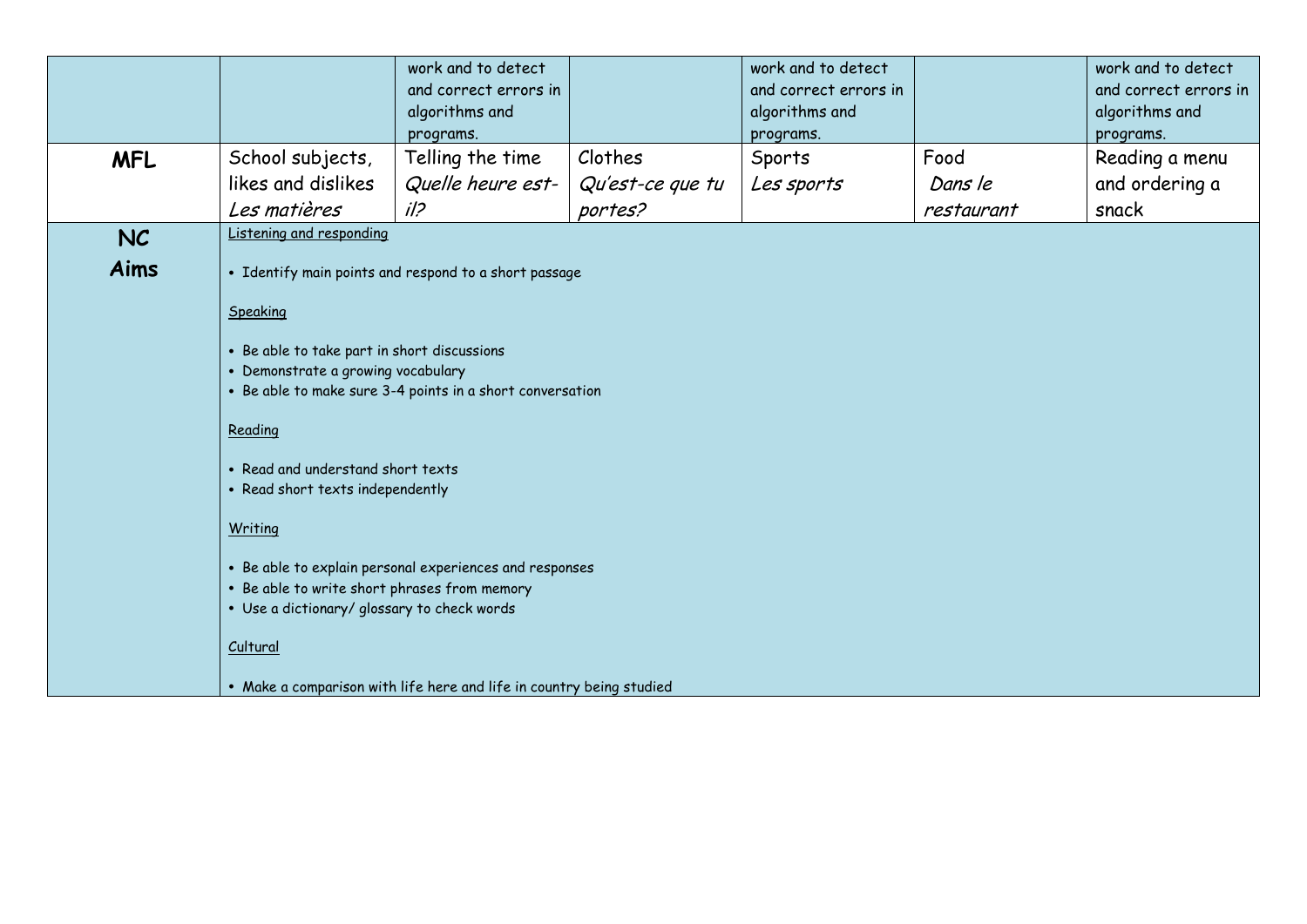| | | | | | | |
|---|---|---|---|---|---|---|
| | | work and to detect and correct errors in algorithms and programs. | | work and to detect and correct errors in algorithms and programs. | | work and to detect and correct errors in algorithms and programs. |
| **MFL** | School subjects, likes and dislikes *Les matières* | Telling the time *Quelle heure est-il?* | Clothes *Qu'est-ce que tu portes?* | Sports *Les sports* | Food *Dans le restaurant* | Reading a menu and ordering a snack |
| **NC Aims** | Listening and responding<br>• Identify main points and respond to a short passage<br><br>Speaking<br>• Be able to take part in short discussions<br>• Demonstrate a growing vocabulary<br>• Be able to make sure 3-4 points in a short conversation<br><br>Reading<br>• Read and understand short texts<br>• Read short texts independently<br><br>Writing<br>• Be able to explain personal experiences and responses<br>• Be able to write short phrases from memory<br>• Use a dictionary/ glossary to check words<br><br>Cultural<br>• Make a comparison with life here and life in country being studied | | | | | |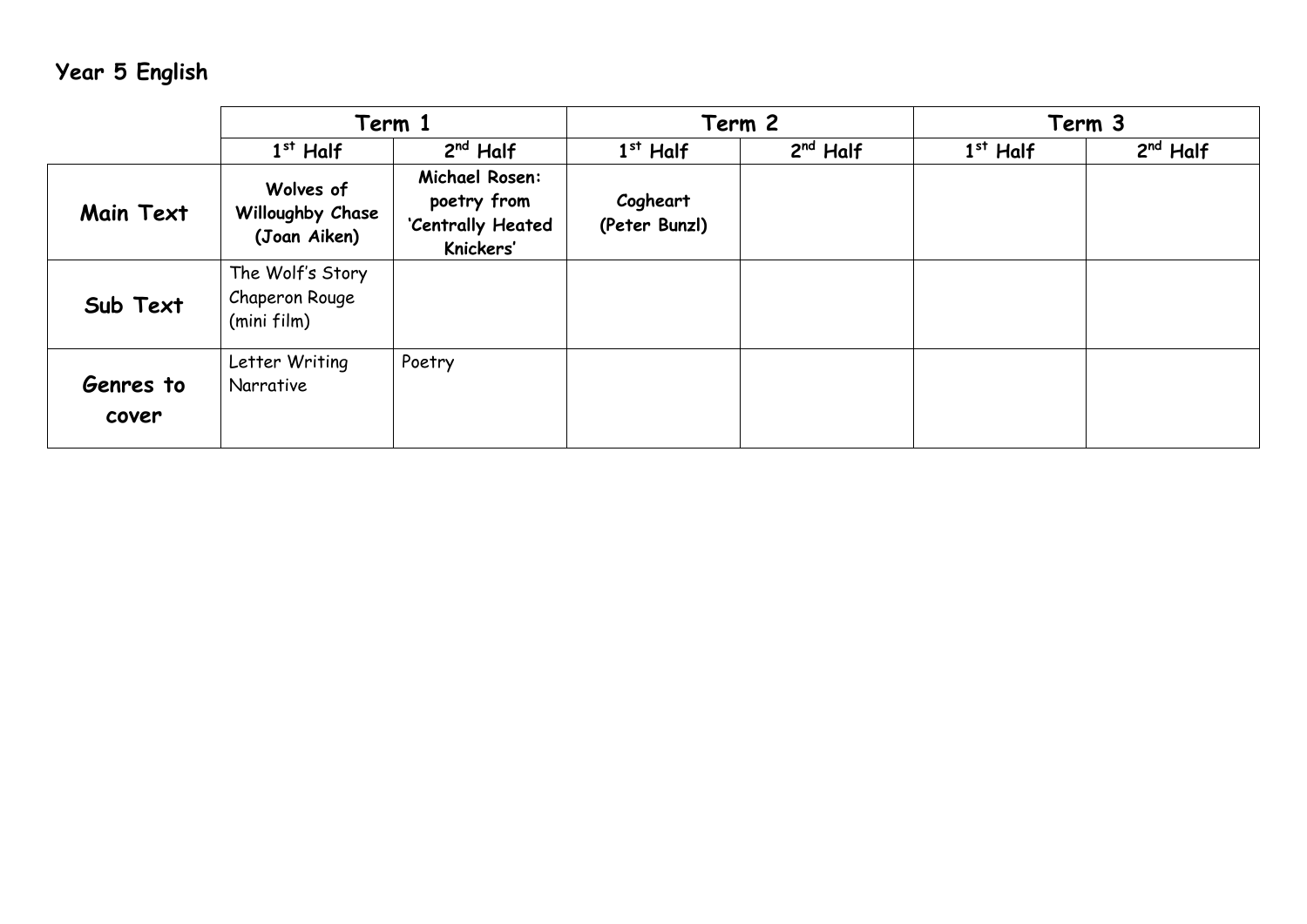## Year 5 English

| | Term 1 | | Term 2 | | Term 3 | |
|---|---|---|---|---|---|---|
| | 1st Half | 2nd Half | 1st Half | 2nd Half | 1st Half | 2nd Half |
| **Main Text** | **Wolves of Willoughby Chase (Joan Aiken)** | **Michael Rosen: poetry from 'Centrally Heated Knickers'** | **Cogheart (Peter Bunzl)** | | | |
| **Sub Text** | The Wolf's Story<br>Chaperon Rouge (mini film) | | | | | |
| **Genres to cover** | Letter Writing<br>Narrative | Poetry | | | | |